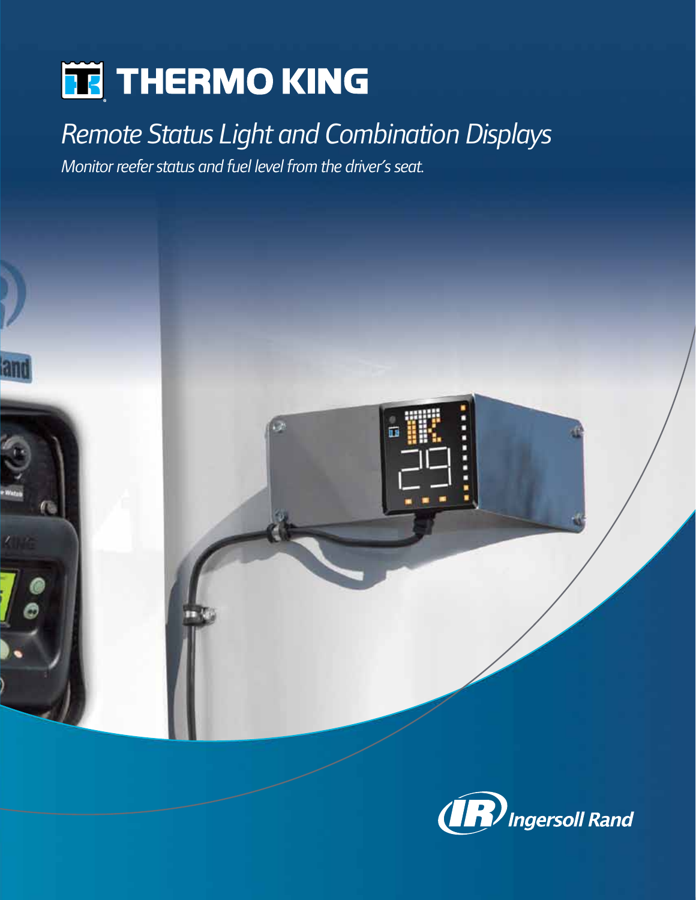# THERMO KING

## *Remote Status Light and Combination Displays*

*Monitor reefer status and fuel level from the driver's seat.*

Ingersoll Rand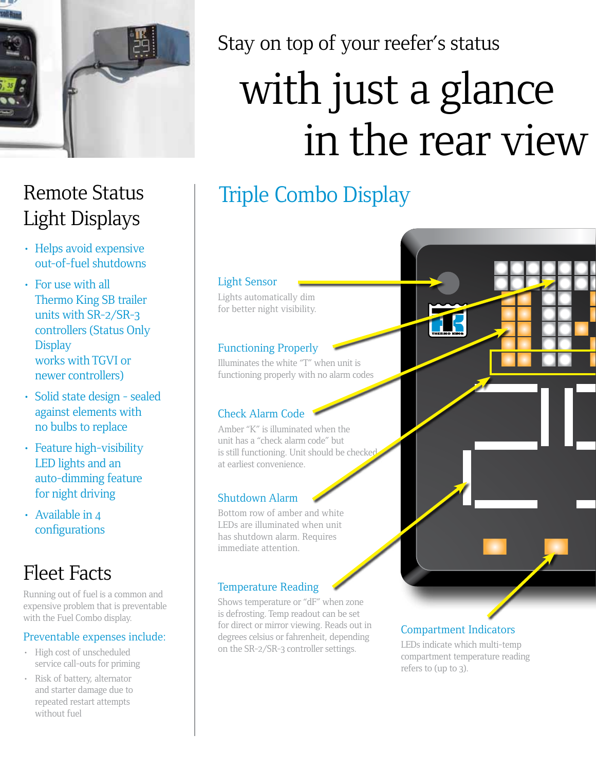# Stay on top of your reefer's status with just a glance in the rear view

## Remote Status Light Displays

- Helps avoid expensive out-of-fuel shutdowns
- For use with all Thermo King SB trailer units with SR-2/SR-3 controllers (Status Only Display works with TGVI or newer controllers)
- Solid state design - sealed against elements with no bulbs to replace
- Feature high-visibility LED lights and an auto-dimming feature for night driving
- Available in 4 configurations

## Fleet Facts

Running out of fuel is a common and expensive problem that is preventable with the Fuel Combo display.

### Preventable expenses include:

- High cost of unscheduled service call-outs for priming
- Risk of battery, alternator and starter damage due to repeated restart attempts without fuel

## Triple Combo Display

### Light Sensor

Lights automatically dim for better night visibility.

### Functioning Properly

Illuminates the white "T" when unit is functioning properly with no alarm codes

### Check Alarm Code

Amber "K" is illuminated when the unit has a "check alarm code" but is still functioning. Unit should be checked at earliest convenience.

### Shutdown Alarm

Bottom row of amber and white LEDs are illuminated when unit has shutdown alarm. Requires immediate attention.

### Temperature Reading

Shows temperature or "dF" when zone is defrosting. Temp readout can be set for direct or mirror viewing. Reads out in degrees celsius or fahrenheit, depending on the SR-2/SR-3 controller settings.

### Compartment Indicators

LEDs indicate which multi-temp compartment temperature reading refers to (up to 3).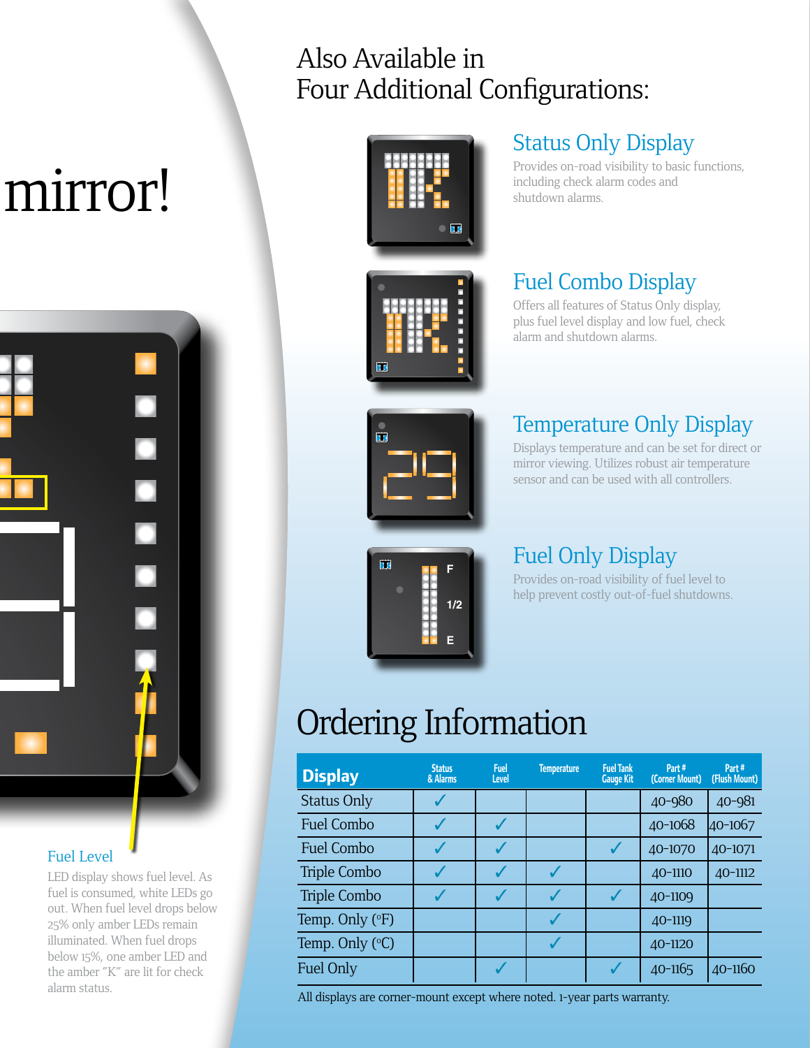mirror!

# Also Available in Four Additional Configurations:

## Status Only Display

Provides on-road visibility to basic functions, including check alarm codes and shutdown alarms.

## Fuel Combo Display

Offers all features of Status Only display, plus fuel level display and low fuel, check alarm and shutdown alarms.

## Temperature Only Display

Displays temperature and can be set for direct or mirror viewing. Utilizes robust air temperature sensor and can be used with all controllers.

## Fuel Only Display

Provides on-road visibility of fuel level to help prevent costly out-of-fuel shutdowns.

### Fuel Level

LED display shows fuel level. As fuel is consumed, white LEDs go out. When fuel level drops below 25% only amber LEDs remain illuminated. When fuel drops below 15%, one amber LED and the amber "K" are lit for check alarm status.

# Ordering Information

| Display | Status & Alarms | Fuel Level | Temperature | Fuel Tank Gauge Kit | Part # (Corner Mount) | Part # (Flush Mount) |
|---|---|---|---|---|---|---|
| Status Only | ✓ | | | | 40-980 | 40-981 |
| Fuel Combo | ✓ | ✓ | | | 40-1068 | 40-1067 |
| Fuel Combo | ✓ | ✓ | | ✓ | 40-1070 | 40-1071 |
| Triple Combo | ✓ | ✓ | ✓ | | 40-1110 | 40-1112 |
| Triple Combo | ✓ | ✓ | ✓ | ✓ | 40-1109 | |
| Temp. Only (°F) | | | ✓ | | 40-1119 | |
| Temp. Only (°C) | | | ✓ | | 40-1120 | |
| Fuel Only | | ✓ | | ✓ | 40-1165 | 40-1160 |

All displays are corner-mount except where noted. 1-year parts warranty.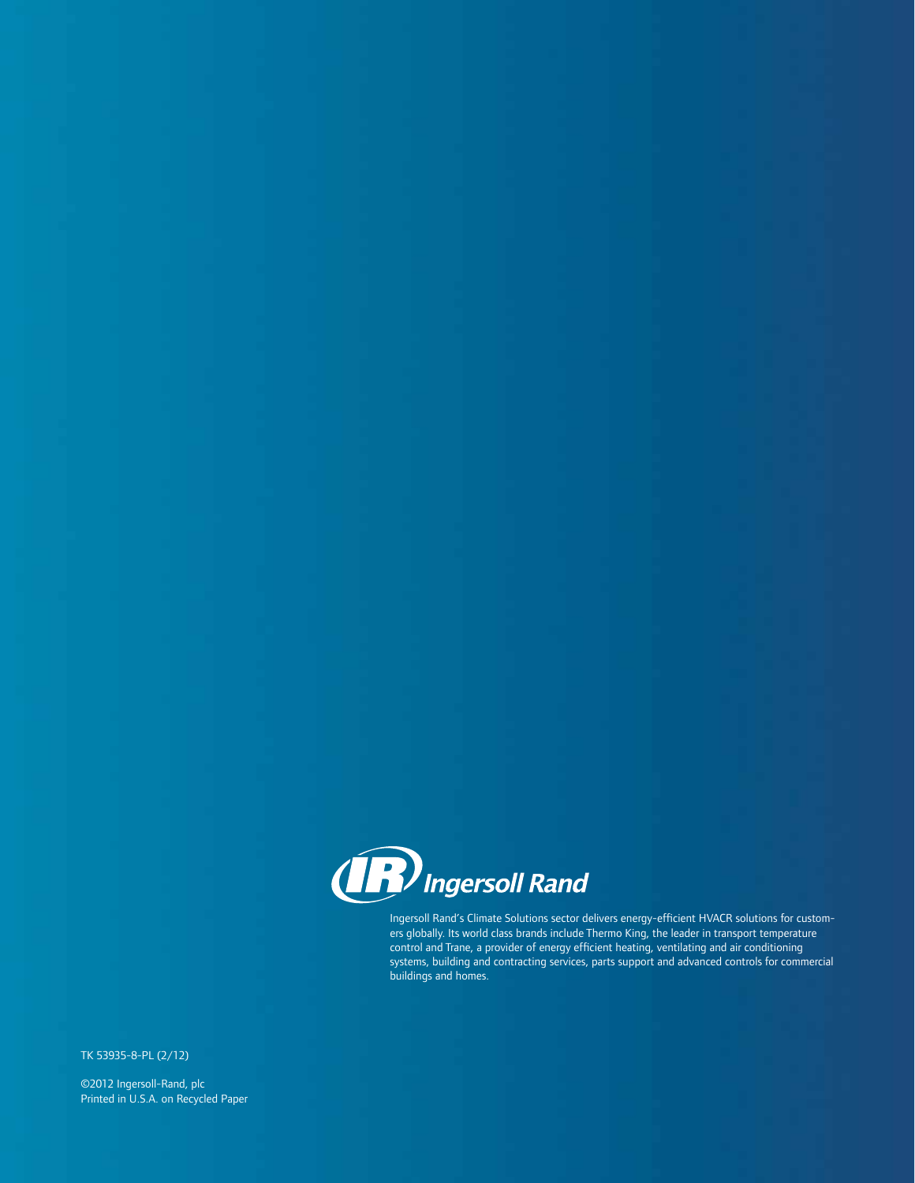Ingersoll Rand

Ingersoll Rand's Climate Solutions sector delivers energy-efficient HVACR solutions for customers globally. Its world class brands include Thermo King, the leader in transport temperature control and Trane, a provider of energy efficient heating, ventilating and air conditioning systems, building and contracting services, parts support and advanced controls for commercial buildings and homes.

TK 53935-8-PL (2/12)

©2012 Ingersoll-Rand, plc
Printed in U.S.A. on Recycled Paper